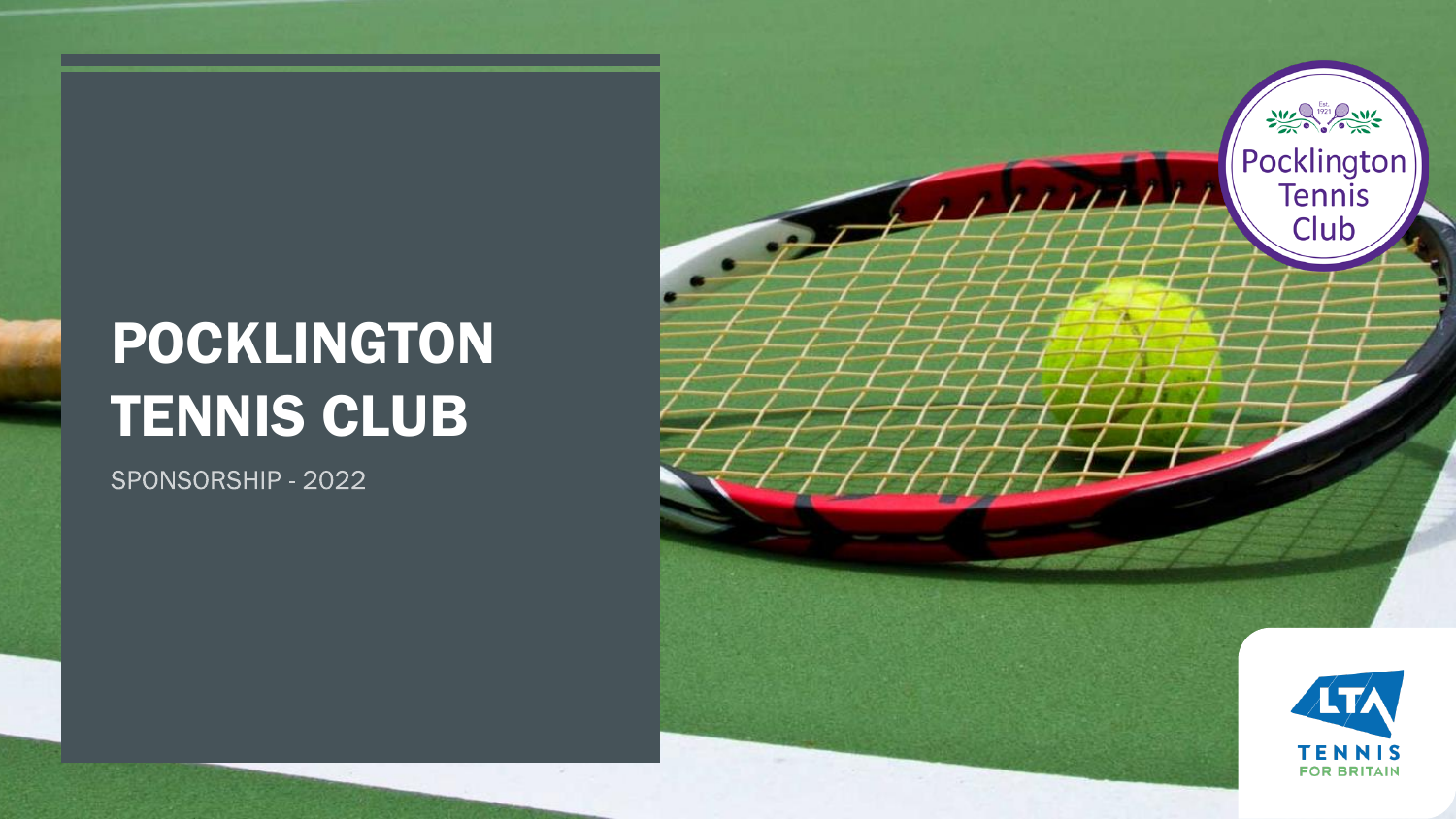# POCKLINGTON TENNIS CLUB

SPONSORSHIP - 2022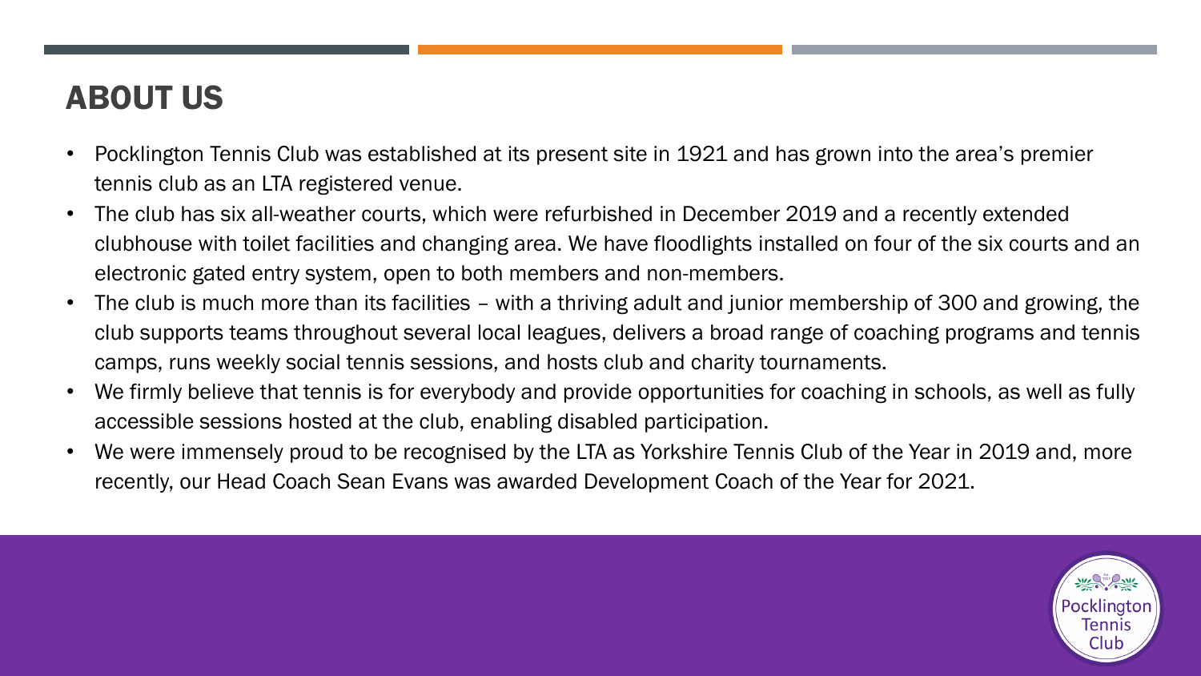# ABOUT US

- Pocklington Tennis Club was established at its present site in 1921 and has grown into the area's premier tennis club as an LTA registered venue.
- The club has six all-weather courts, which were refurbished in December 2019 and a recently extended clubhouse with toilet facilities and changing area. We have floodlights installed on four of the six courts and an electronic gated entry system, open to both members and non-members.
- The club is much more than its facilities – with a thriving adult and junior membership of 300 and growing, the club supports teams throughout several local leagues, delivers a broad range of coaching programs and tennis camps, runs weekly social tennis sessions, and hosts club and charity tournaments.
- We firmly believe that tennis is for everybody and provide opportunities for coaching in schools, as well as fully accessible sessions hosted at the club, enabling disabled participation.
- We were immensely proud to be recognised by the LTA as Yorkshire Tennis Club of the Year in 2019 and, more recently, our Head Coach Sean Evans was awarded Development Coach of the Year for 2021.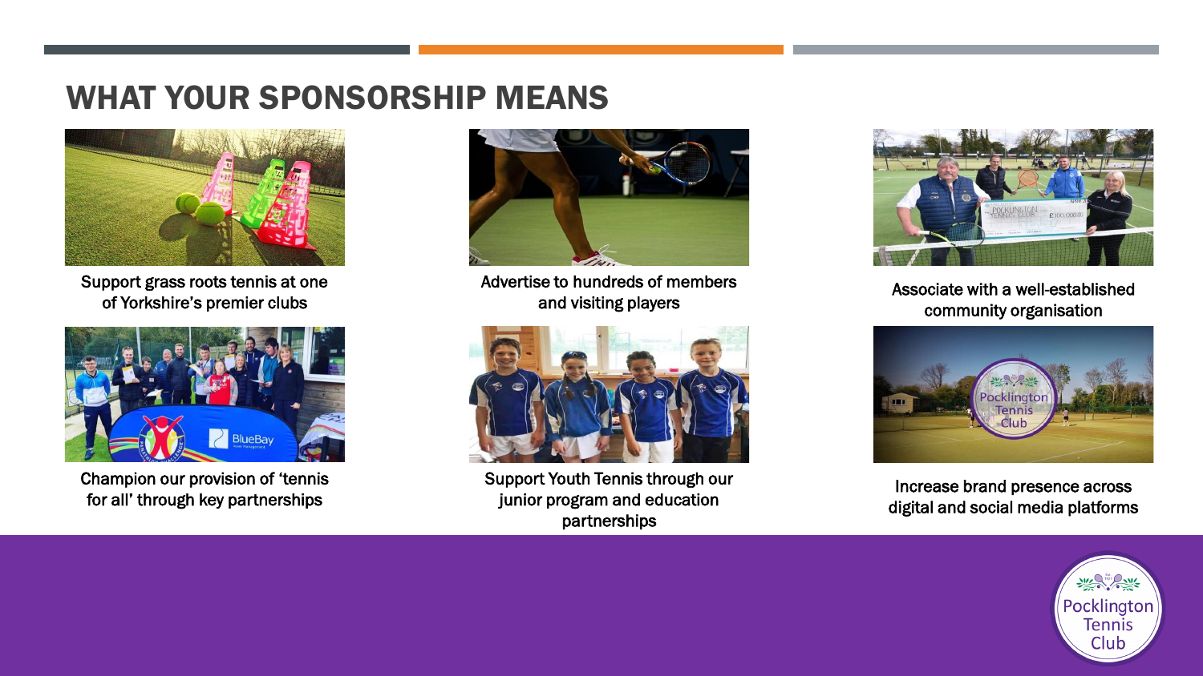# WHAT YOUR SPONSORSHIP MEANS

Support grass roots tennis at one of Yorkshire's premier clubs

Advertise to hundreds of members and visiting players

Associate with a well-established community organisation

Champion our provision of 'tennis for all' through key partnerships

Support Youth Tennis through our junior program and education partnerships

Increase brand presence across digital and social media platforms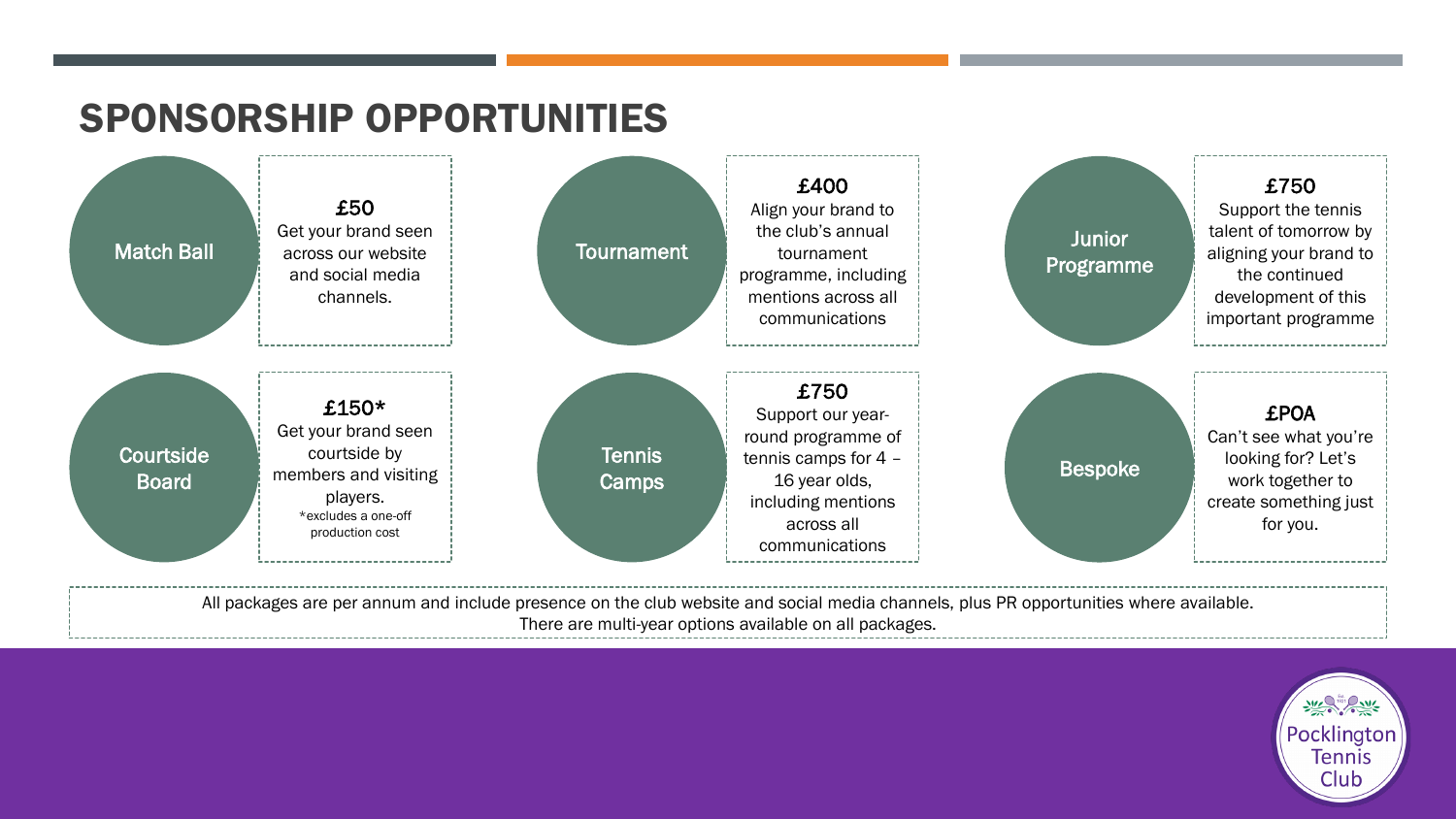# SPONSORSHIP OPPORTUNITIES

**Match Ball**

£50
Get your brand seen across our website and social media channels.

**Tournament**

£400
Align your brand to the club's annual tournament programme, including mentions across all communications

**Junior Programme**

£750
Support the tennis talent of tomorrow by aligning your brand to the continued development of this important programme

**Courtside Board**

£150*
Get your brand seen courtside by members and visiting players.
*excludes a one-off production cost

**Tennis Camps**

£750
Support our year-round programme of tennis camps for 4 – 16 year olds, including mentions across all communications

**Bespoke**

£POA
Can't see what you're looking for? Let's work together to create something just for you.

All packages are per annum and include presence on the club website and social media channels, plus PR opportunities where available.
There are multi-year options available on all packages.

Pocklington Tennis Club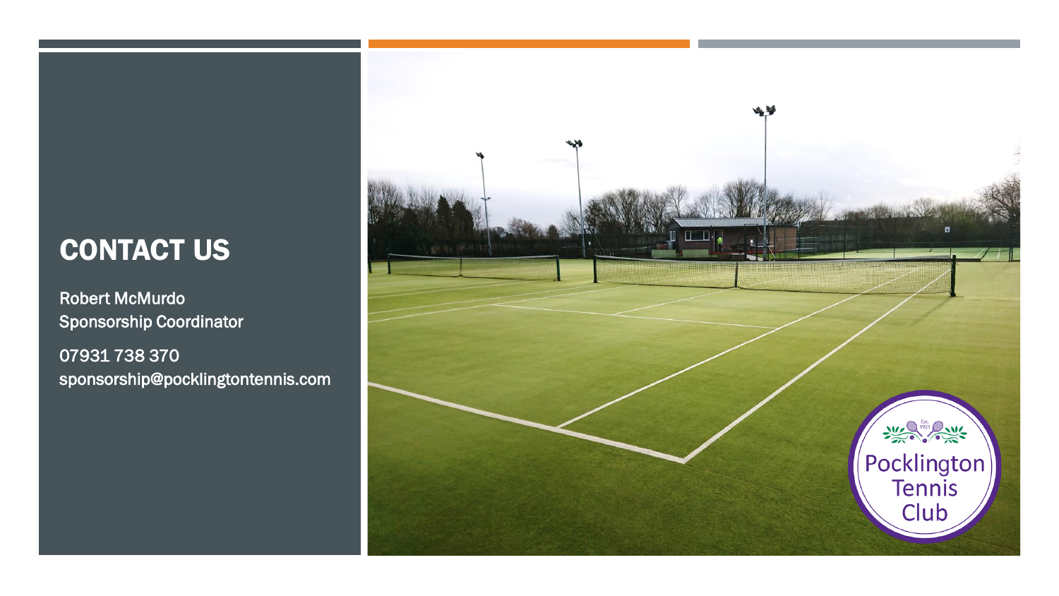# CONTACT US

Robert McMurdo
Sponsorship Coordinator

07931 738 370
sponsorship@pocklingtontennis.com